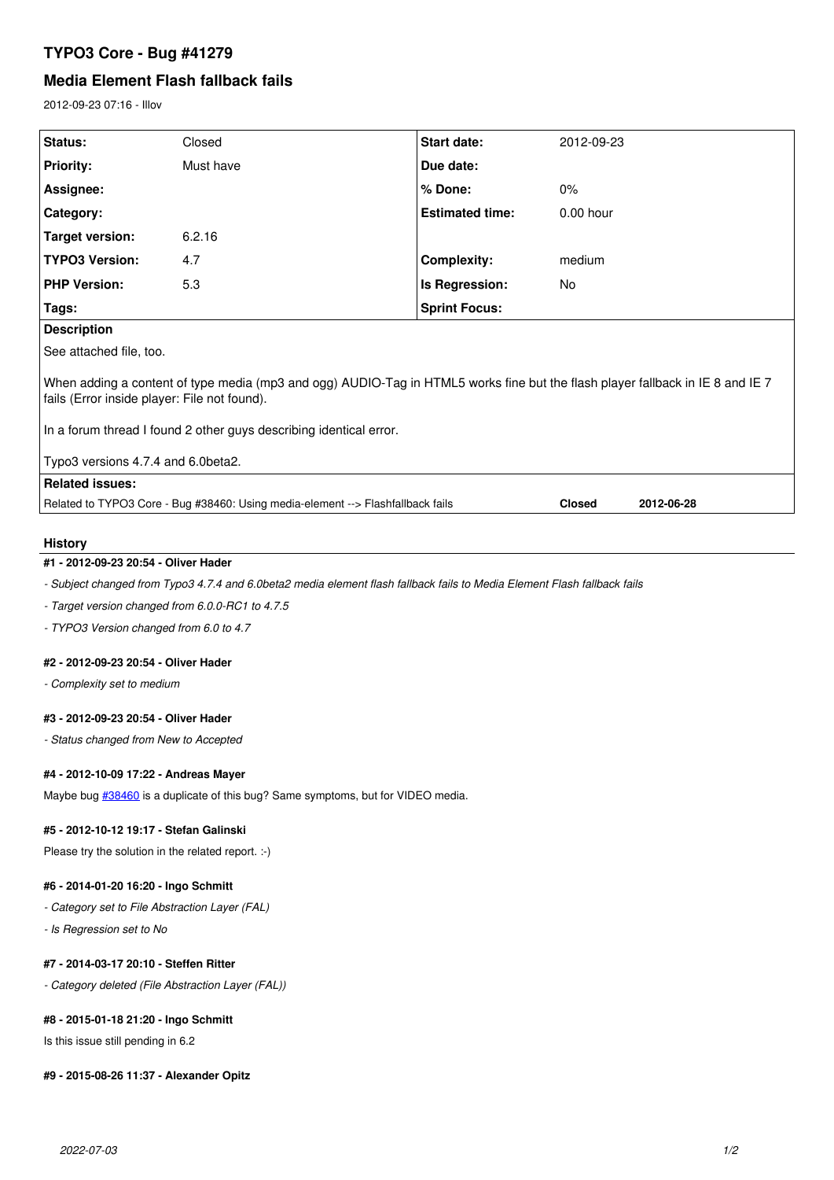# TYPO3 Core - Bug #41279

## Media Element Flash fallback fails

2012-09-23 07:16 - Illov

| Status: | Closed | Start date: | 2012-09-23 |
|---|---|---|---|
| Priority: | Must have | Due date: | |
| Assignee: | | % Done: | 0% |
| Category: | | Estimated time: | 0.00 hour |
| Target version: | 6.2.16 | | |
| TYPO3 Version: | 4.7 | Complexity: | medium |
| PHP Version: | 5.3 | Is Regression: | No |
| Tags: | | Sprint Focus: | |

**Description**

See attached file, too.

When adding a content of type media (mp3 and ogg) AUDIO-Tag in HTML5 works fine but the flash player fallback in IE 8 and IE 7 fails (Error inside player: File not found).

In a forum thread I found 2 other guys describing identical error.

Typo3 versions 4.7.4 and 6.0beta2.

**Related issues:**

| | | |
|---|---|---|
| Related to TYPO3 Core - Bug #38460: Using media-element --> Flashfallback fails | **Closed** | **2012-06-28** |

## History

#### #1 - 2012-09-23 20:54 - Oliver Hader

*- Subject changed from Typo3 4.7.4 and 6.0beta2 media element flash fallback fails to Media Element Flash fallback fails*

*- Target version changed from 6.0.0-RC1 to 4.7.5*

*- TYPO3 Version changed from 6.0 to 4.7*

#### #2 - 2012-09-23 20:54 - Oliver Hader

*- Complexity set to medium*

#### #3 - 2012-09-23 20:54 - Oliver Hader

*- Status changed from New to Accepted*

#### #4 - 2012-10-09 17:22 - Andreas Mayer

Maybe bug #38460 is a duplicate of this bug? Same symptoms, but for VIDEO media.

#### #5 - 2012-10-12 19:17 - Stefan Galinski

Please try the solution in the related report. :-)

#### #6 - 2014-01-20 16:20 - Ingo Schmitt

*- Category set to File Abstraction Layer (FAL)*

*- Is Regression set to No*

#### #7 - 2014-03-17 20:10 - Steffen Ritter

*- Category deleted (File Abstraction Layer (FAL))*

#### #8 - 2015-01-18 21:20 - Ingo Schmitt

Is this issue still pending in 6.2

#### #9 - 2015-08-26 11:37 - Alexander Opitz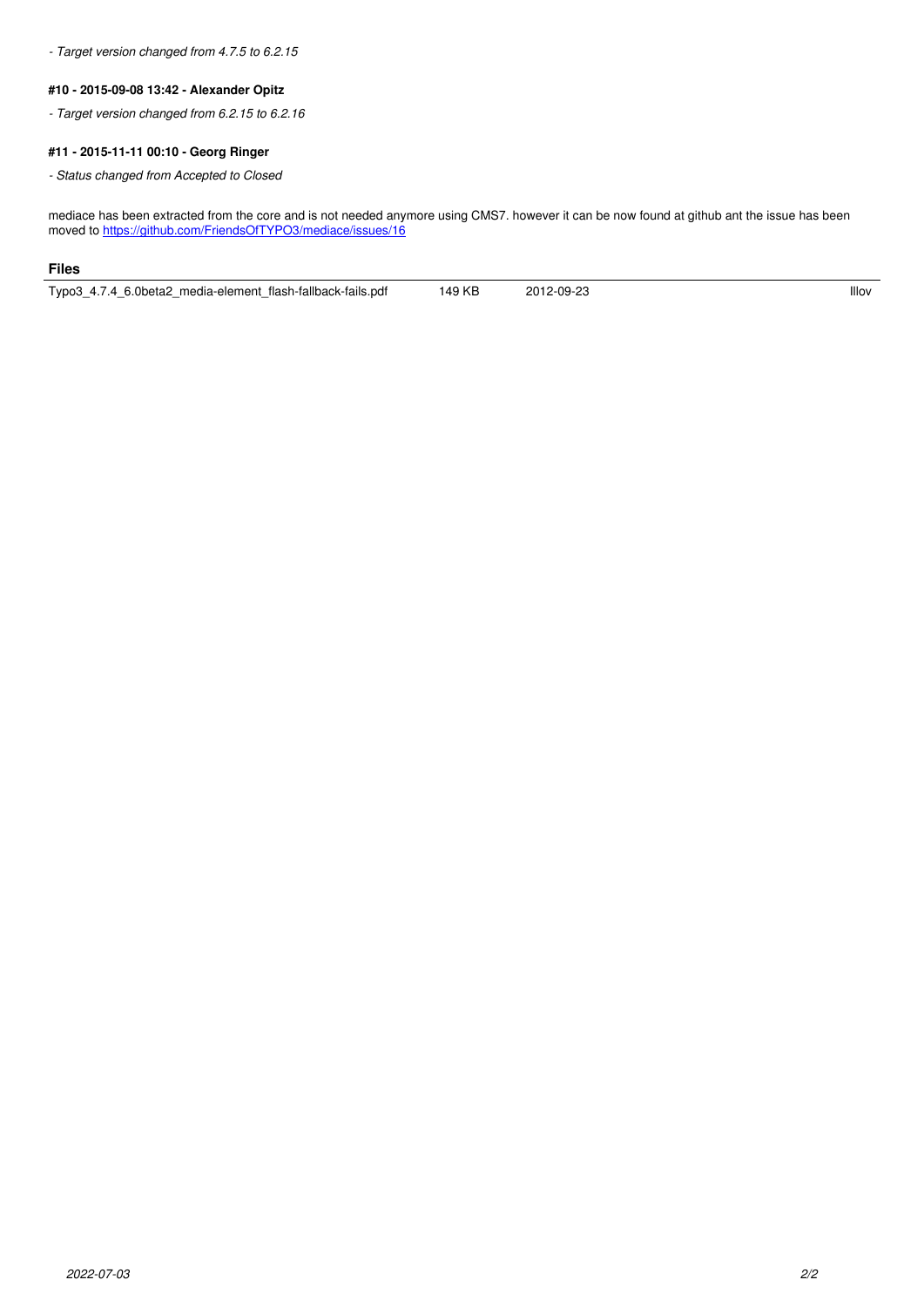*- Target version changed from 4.7.5 to 6.2.15*

#### #10 - 2015-09-08 13:42 - Alexander Opitz

*- Target version changed from 6.2.15 to 6.2.16*

#### #11 - 2015-11-11 00:10 - Georg Ringer

*- Status changed from Accepted to Closed*

mediace has been extracted from the core and is not needed anymore using CMS7. however it can be now found at github ant the issue has been moved to https://github.com/FriendsOfTYPO3/mediace/issues/16

### Files

| | | | |
|---|---|---|---|
| Typo3_4.7.4_6.0beta2_media-element_flash-fallback-fails.pdf | 149 KB | 2012-09-23 | Illov |